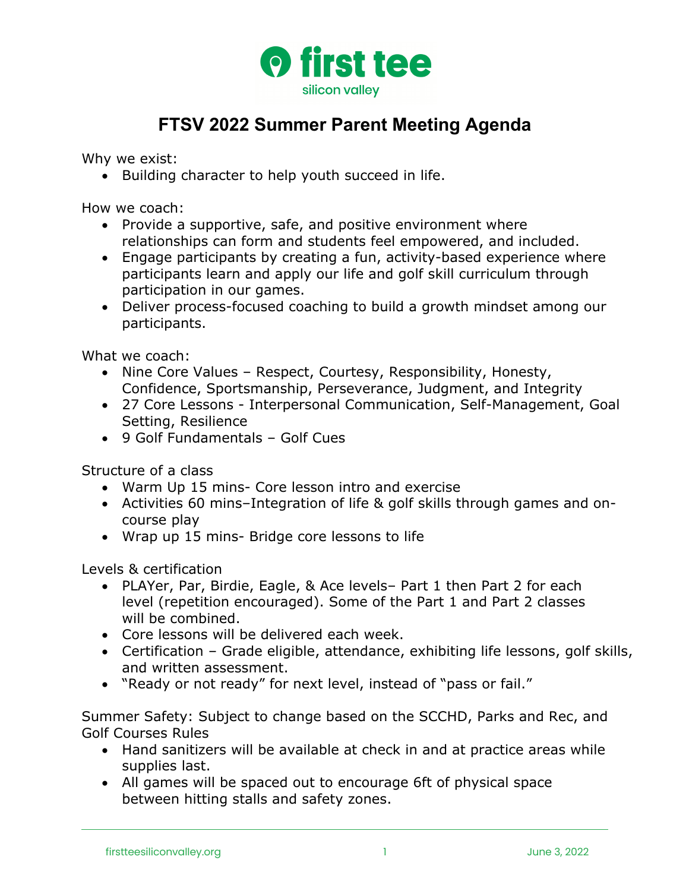# FTSV 2022 Summer Parent Meeting Agenda

Why we exist:

- Building character to help youth succeed in life.

How we coach:

- Provide a supportive, safe, and positive environment where relationships can form and students feel empowered, and included.
- Engage participants by creating a fun, activity-based experience where participants learn and apply our life and golf skill curriculum through participation in our games.
- Deliver process-focused coaching to build a growth mindset among our participants.

What we coach:

- Nine Core Values – Respect, Courtesy, Responsibility, Honesty, Confidence, Sportsmanship, Perseverance, Judgment, and Integrity
- 27 Core Lessons - Interpersonal Communication, Self-Management, Goal Setting, Resilience
- 9 Golf Fundamentals – Golf Cues

Structure of a class

- Warm Up 15 mins- Core lesson intro and exercise
- Activities 60 mins–Integration of life & golf skills through games and on-course play
- Wrap up 15 mins- Bridge core lessons to life

Levels & certification

- PLAYer, Par, Birdie, Eagle, & Ace levels– Part 1 then Part 2 for each level (repetition encouraged). Some of the Part 1 and Part 2 classes will be combined.
- Core lessons will be delivered each week.
- Certification – Grade eligible, attendance, exhibiting life lessons, golf skills, and written assessment.
- "Ready or not ready" for next level, instead of "pass or fail."

Summer Safety: Subject to change based on the SCCHD, Parks and Rec, and Golf Courses Rules

- Hand sanitizers will be available at check in and at practice areas while supplies last.
- All games will be spaced out to encourage 6ft of physical space between hitting stalls and safety zones.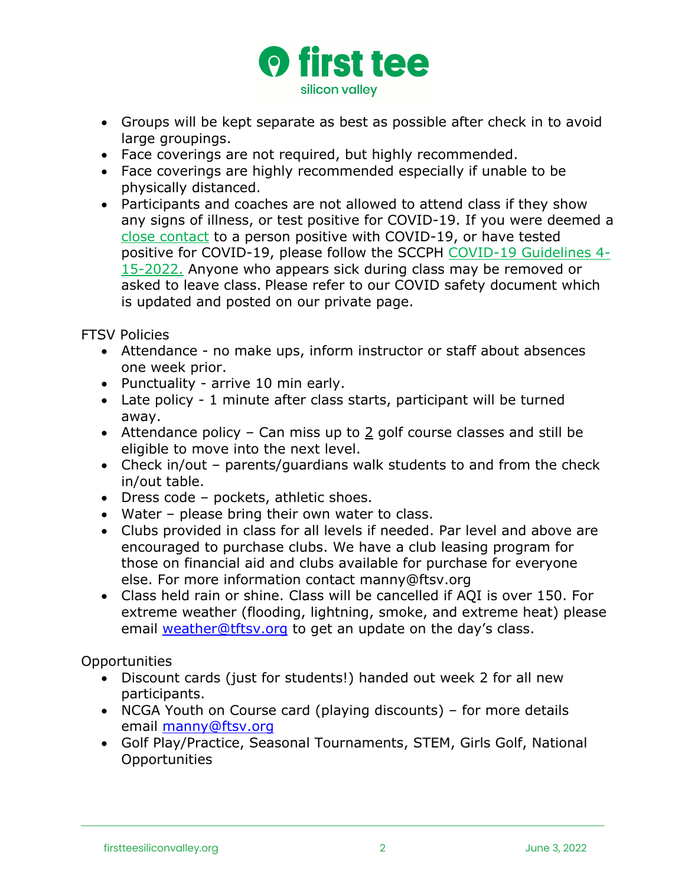- Groups will be kept separate as best as possible after check in to avoid large groupings.
- Face coverings are not required, but highly recommended.
- Face coverings are highly recommended especially if unable to be physically distanced.
- Participants and coaches are not allowed to attend class if they show any signs of illness, or test positive for COVID-19. If you were deemed a close contact to a person positive with COVID-19, or have tested positive for COVID-19, please follow the SCCPH COVID-19 Guidelines 4-15-2022. Anyone who appears sick during class may be removed or asked to leave class. Please refer to our COVID safety document which is updated and posted on our private page.

FTSV Policies

- Attendance - no make ups, inform instructor or staff about absences one week prior.
- Punctuality - arrive 10 min early.
- Late policy - 1 minute after class starts, participant will be turned away.
- Attendance policy – Can miss up to 2 golf course classes and still be eligible to move into the next level.
- Check in/out – parents/guardians walk students to and from the check in/out table.
- Dress code – pockets, athletic shoes.
- Water – please bring their own water to class.
- Clubs provided in class for all levels if needed. Par level and above are encouraged to purchase clubs. We have a club leasing program for those on financial aid and clubs available for purchase for everyone else. For more information contact manny@ftsv.org
- Class held rain or shine. Class will be cancelled if AQI is over 150. For extreme weather (flooding, lightning, smoke, and extreme heat) please email weather@tftsv.org to get an update on the day's class.

Opportunities

- Discount cards (just for students!) handed out week 2 for all new participants.
- NCGA Youth on Course card (playing discounts) – for more details email manny@ftsv.org
- Golf Play/Practice, Seasonal Tournaments, STEM, Girls Golf, National Opportunities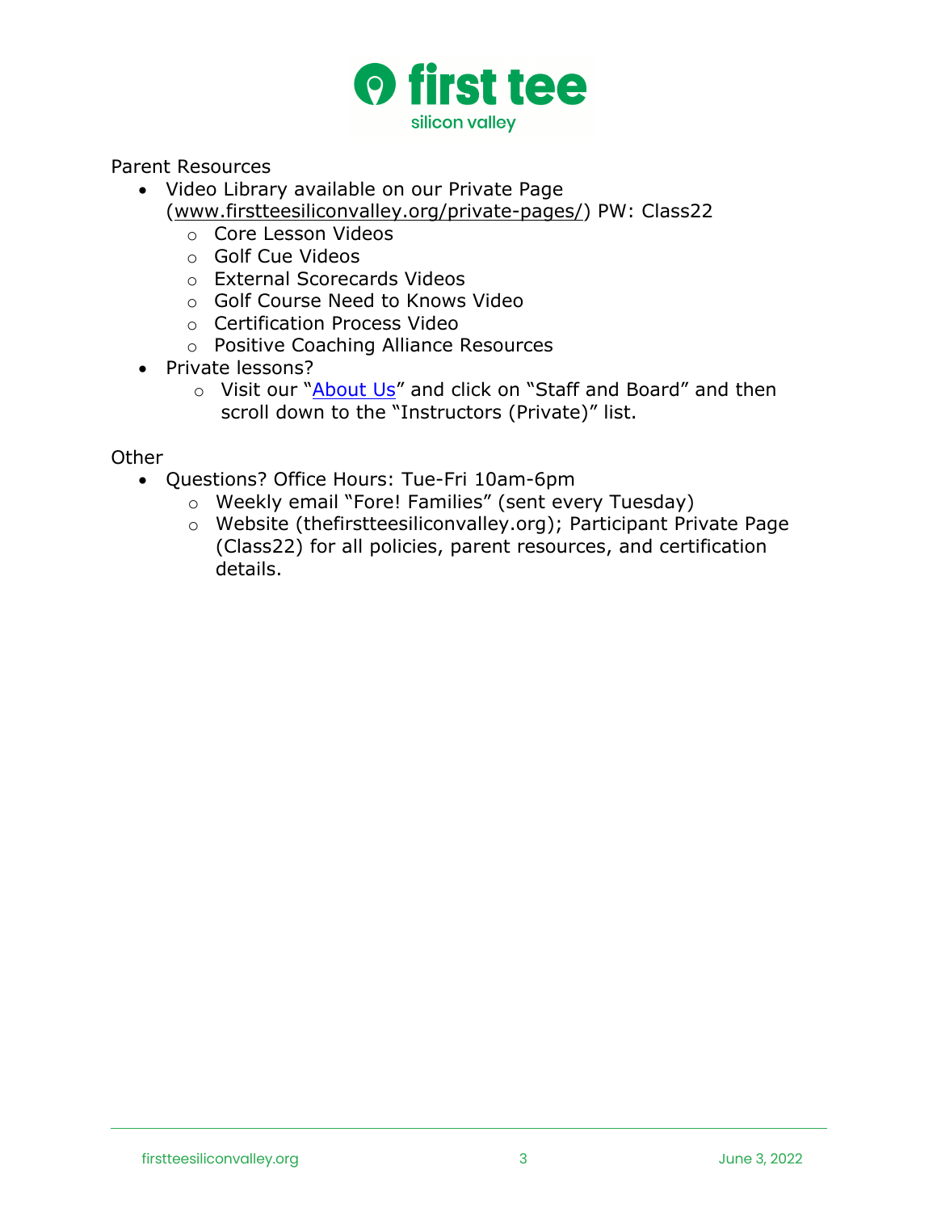Parent Resources

- Video Library available on our Private Page (www.firstteesiliconvalley.org/private-pages/) PW: Class22
  - Core Lesson Videos
  - Golf Cue Videos
  - External Scorecards Videos
  - Golf Course Need to Knows Video
  - Certification Process Video
  - Positive Coaching Alliance Resources
- Private lessons?
  - Visit our "About Us" and click on "Staff and Board" and then scroll down to the "Instructors (Private)" list.

Other

- Questions? Office Hours: Tue-Fri 10am-6pm
  - Weekly email "Fore! Families" (sent every Tuesday)
  - Website (thefirstteesiliconvalley.org); Participant Private Page (Class22) for all policies, parent resources, and certification details.